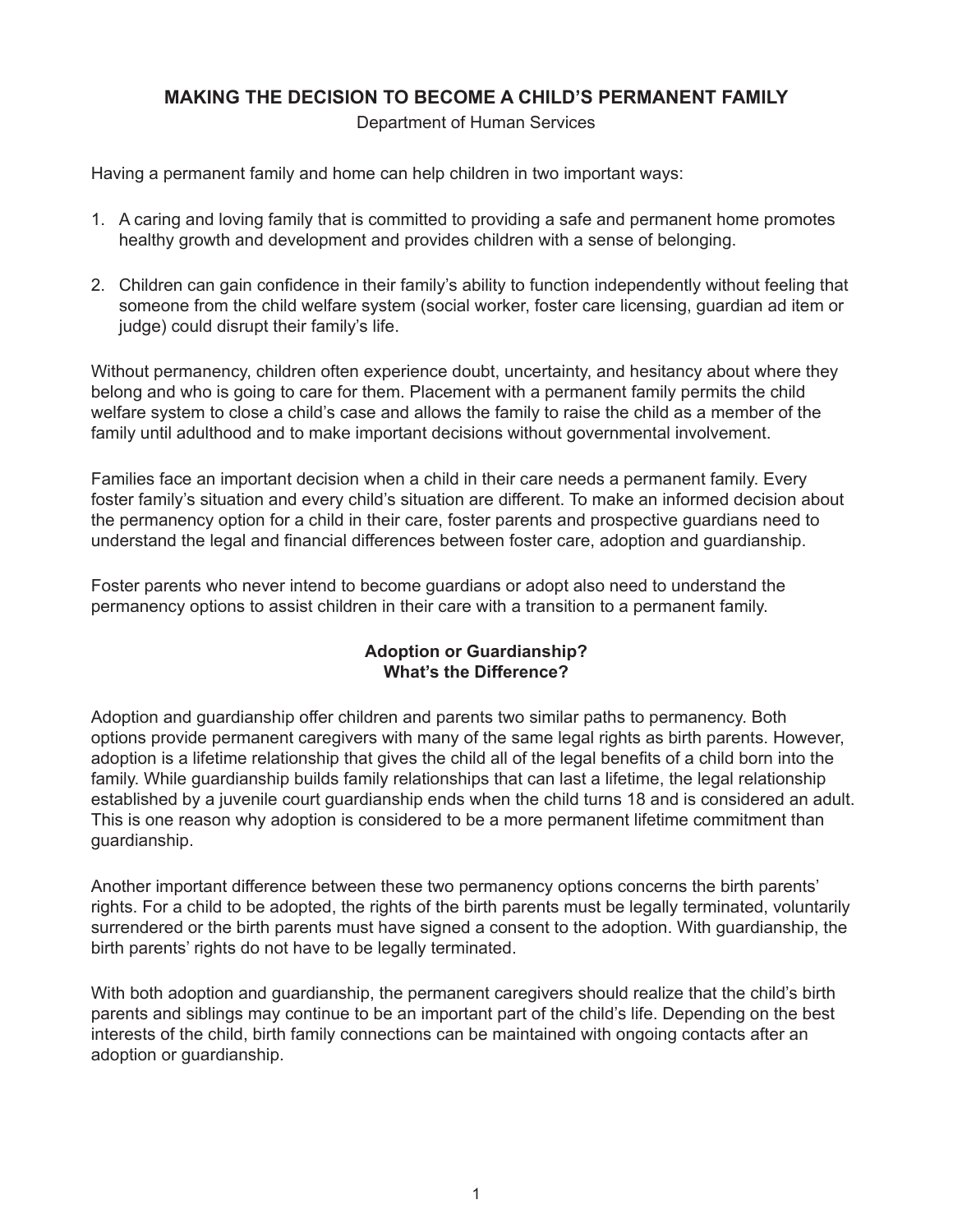# MAKING THE DECISION TO BECOME A CHILD'S PERMANENT FAMILY

Department of Human Services

Having a permanent family and home can help children in two important ways:

1. A caring and loving family that is committed to providing a safe and permanent home promotes healthy growth and development and provides children with a sense of belonging.

2. Children can gain confidence in their family's ability to function independently without feeling that someone from the child welfare system (social worker, foster care licensing, guardian ad item or judge) could disrupt their family's life.

Without permanency, children often experience doubt, uncertainty, and hesitancy about where they belong and who is going to care for them. Placement with a permanent family permits the child welfare system to close a child's case and allows the family to raise the child as a member of the family until adulthood and to make important decisions without governmental involvement.

Families face an important decision when a child in their care needs a permanent family. Every foster family's situation and every child's situation are different. To make an informed decision about the permanency option for a child in their care, foster parents and prospective guardians need to understand the legal and financial differences between foster care, adoption and guardianship.

Foster parents who never intend to become guardians or adopt also need to understand the permanency options to assist children in their care with a transition to a permanent family.

## Adoption or Guardianship?
## What's the Difference?

Adoption and guardianship offer children and parents two similar paths to permanency. Both options provide permanent caregivers with many of the same legal rights as birth parents. However, adoption is a lifetime relationship that gives the child all of the legal benefits of a child born into the family. While guardianship builds family relationships that can last a lifetime, the legal relationship established by a juvenile court guardianship ends when the child turns 18 and is considered an adult. This is one reason why adoption is considered to be a more permanent lifetime commitment than guardianship.

Another important difference between these two permanency options concerns the birth parents' rights. For a child to be adopted, the rights of the birth parents must be legally terminated, voluntarily surrendered or the birth parents must have signed a consent to the adoption. With guardianship, the birth parents' rights do not have to be legally terminated.

With both adoption and guardianship, the permanent caregivers should realize that the child's birth parents and siblings may continue to be an important part of the child's life. Depending on the best interests of the child, birth family connections can be maintained with ongoing contacts after an adoption or guardianship.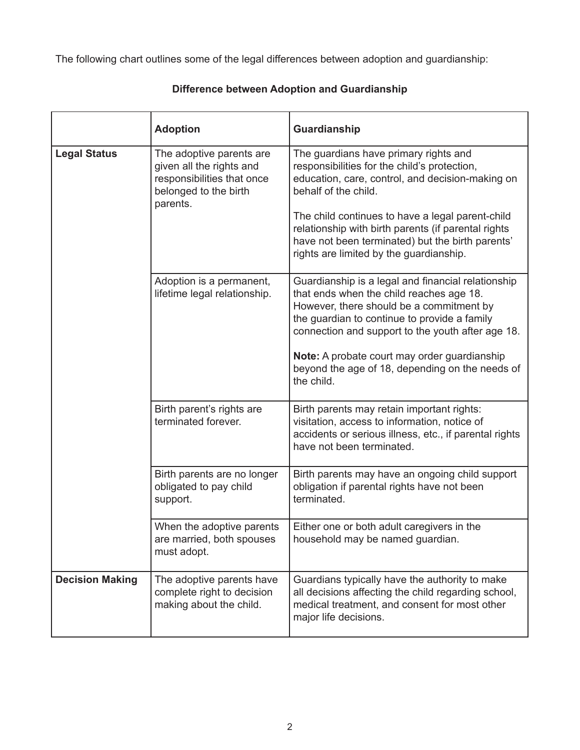The following chart outlines some of the legal differences between adoption and guardianship:

**Difference between Adoption and Guardianship**

| | **Adoption** | **Guardianship** |
|---|---|---|
| **Legal Status** | The adoptive parents are given all the rights and responsibilities that once belonged to the birth parents. | The guardians have primary rights and responsibilities for the child's protection, education, care, control, and decision-making on behalf of the child.<br><br>The child continues to have a legal parent-child relationship with birth parents (if parental rights have not been terminated) but the birth parents' rights are limited by the guardianship. |
| | Adoption is a permanent, lifetime legal relationship. | Guardianship is a legal and financial relationship that ends when the child reaches age 18. However, there should be a commitment by the guardian to continue to provide a family connection and support to the youth after age 18.<br><br>**Note:** A probate court may order guardianship beyond the age of 18, depending on the needs of the child. |
| | Birth parent's rights are terminated forever. | Birth parents may retain important rights: visitation, access to information, notice of accidents or serious illness, etc., if parental rights have not been terminated. |
| | Birth parents are no longer obligated to pay child support. | Birth parents may have an ongoing child support obligation if parental rights have not been terminated. |
| | When the adoptive parents are married, both spouses must adopt. | Either one or both adult caregivers in the household may be named guardian. |
| **Decision Making** | The adoptive parents have complete right to decision making about the child. | Guardians typically have the authority to make all decisions affecting the child regarding school, medical treatment, and consent for most other major life decisions. |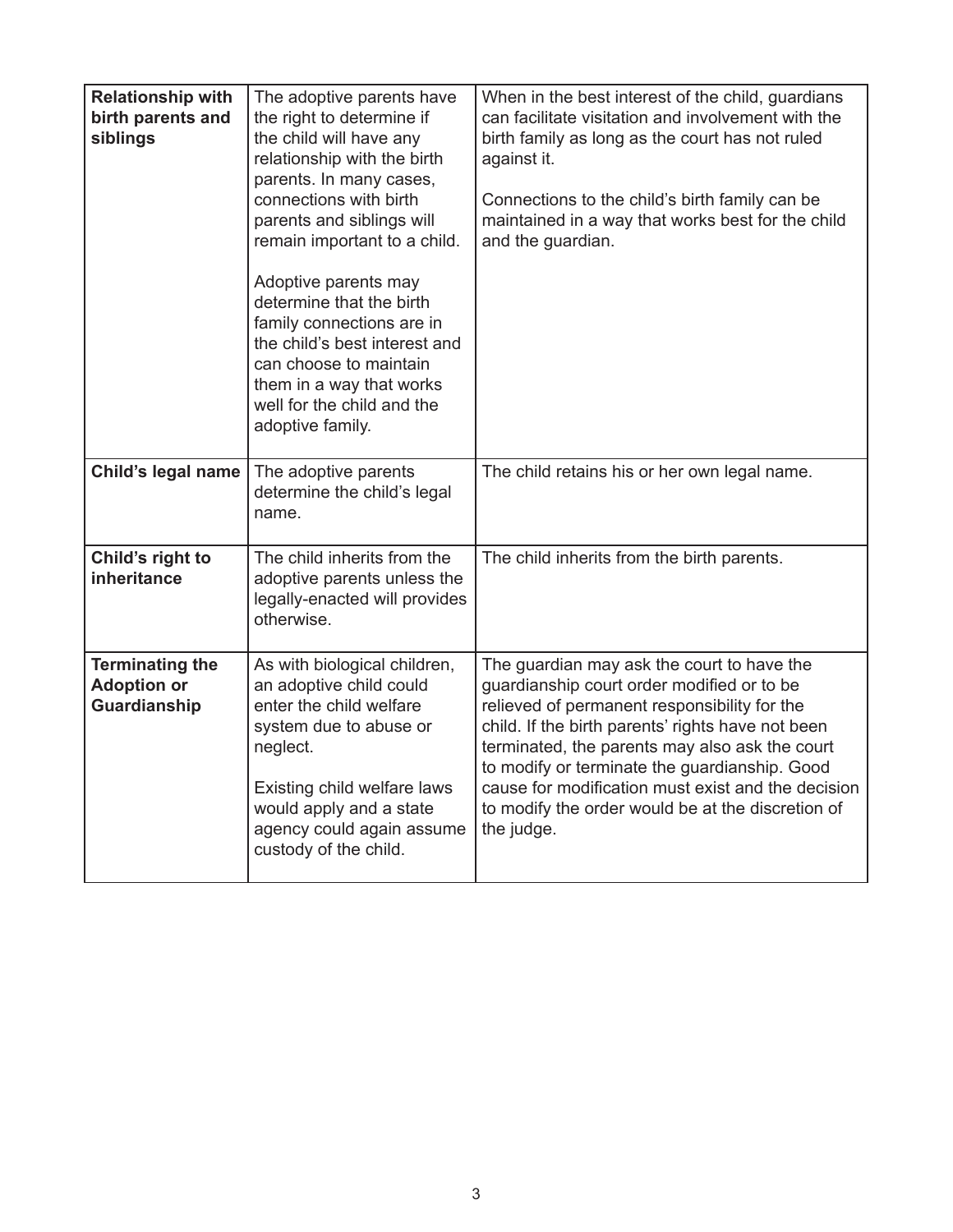| | | |
|---|---|---|
| **Relationship with birth parents and siblings** | The adoptive parents have the right to determine if the child will have any relationship with the birth parents. In many cases, connections with birth parents and siblings will remain important to a child.<br><br>Adoptive parents may determine that the birth family connections are in the child's best interest and can choose to maintain them in a way that works well for the child and the adoptive family. | When in the best interest of the child, guardians can facilitate visitation and involvement with the birth family as long as the court has not ruled against it.<br><br>Connections to the child's birth family can be maintained in a way that works best for the child and the guardian. |
| **Child's legal name** | The adoptive parents determine the child's legal name. | The child retains his or her own legal name. |
| **Child's right to inheritance** | The child inherits from the adoptive parents unless the legally-enacted will provides otherwise. | The child inherits from the birth parents. |
| **Terminating the Adoption or Guardianship** | As with biological children, an adoptive child could enter the child welfare system due to abuse or neglect.<br><br>Existing child welfare laws would apply and a state agency could again assume custody of the child. | The guardian may ask the court to have the guardianship court order modified or to be relieved of permanent responsibility for the child. If the birth parents' rights have not been terminated, the parents may also ask the court to modify or terminate the guardianship. Good cause for modification must exist and the decision to modify the order would be at the discretion of the judge. |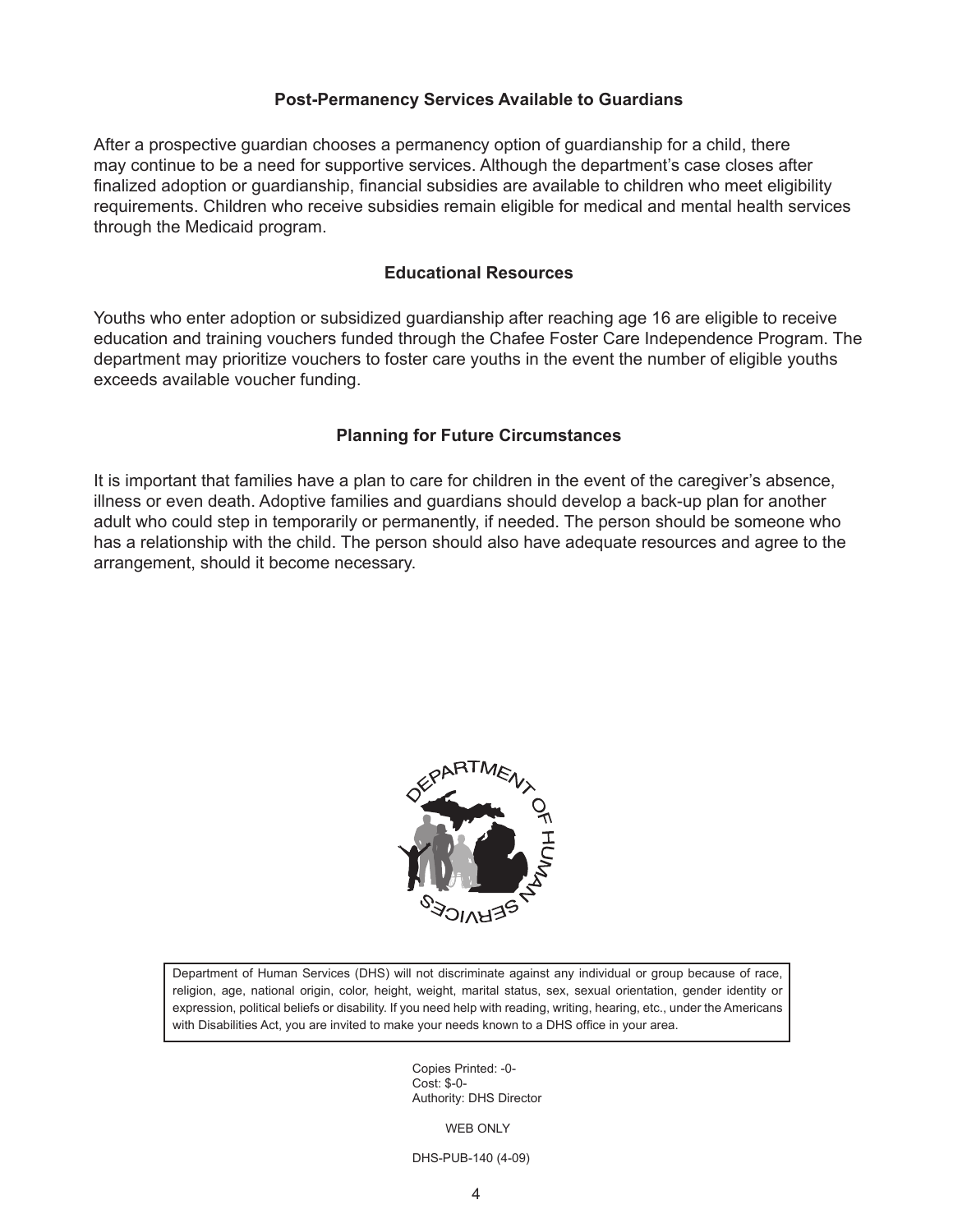## Post-Permanency Services Available to Guardians

After a prospective guardian chooses a permanency option of guardianship for a child, there may continue to be a need for supportive services. Although the department's case closes after finalized adoption or guardianship, financial subsidies are available to children who meet eligibility requirements. Children who receive subsidies remain eligible for medical and mental health services through the Medicaid program.

## Educational Resources

Youths who enter adoption or subsidized guardianship after reaching age 16 are eligible to receive education and training vouchers funded through the Chafee Foster Care Independence Program. The department may prioritize vouchers to foster care youths in the event the number of eligible youths exceeds available voucher funding.

## Planning for Future Circumstances

It is important that families have a plan to care for children in the event of the caregiver's absence, illness or even death. Adoptive families and guardians should develop a back-up plan for another adult who could step in temporarily or permanently, if needed. The person should be someone who has a relationship with the child. The person should also have adequate resources and agree to the arrangement, should it become necessary.

DEPARTMENT OF HUMAN SERVICES

Department of Human Services (DHS) will not discriminate against any individual or group because of race, religion, age, national origin, color, height, weight, marital status, sex, sexual orientation, gender identity or expression, political beliefs or disability. If you need help with reading, writing, hearing, etc., under the Americans with Disabilities Act, you are invited to make your needs known to a DHS office in your area.

Copies Printed: -0-
Cost: $-0-
Authority: DHS Director

WEB ONLY

DHS-PUB-140 (4-09)